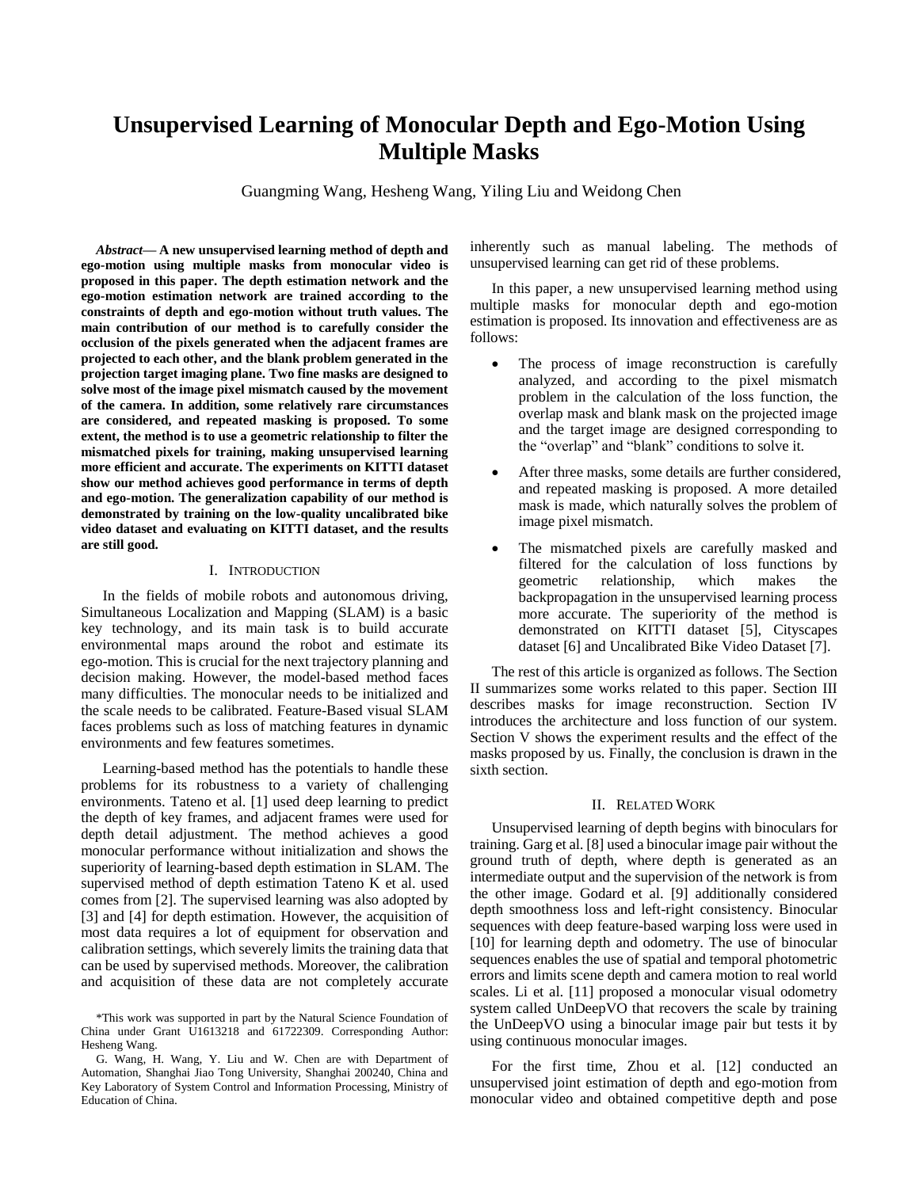# Unsupervised Learning of Monocular Depth and Ego-Motion Using Multiple Masks

Guangming Wang, Hesheng Wang, Yiling Liu and Weidong Chen

***Abstract*— A new unsupervised learning method of depth and ego-motion using multiple masks from monocular video is proposed in this paper. The depth estimation network and the ego-motion estimation network are trained according to the constraints of depth and ego-motion without truth values. The main contribution of our method is to carefully consider the occlusion of the pixels generated when the adjacent frames are projected to each other, and the blank problem generated in the projection target imaging plane. Two fine masks are designed to solve most of the image pixel mismatch caused by the movement of the camera. In addition, some relatively rare circumstances are considered, and repeated masking is proposed. To some extent, the method is to use a geometric relationship to filter the mismatched pixels for training, making unsupervised learning more efficient and accurate. The experiments on KITTI dataset show our method achieves good performance in terms of depth and ego-motion. The generalization capability of our method is demonstrated by training on the low-quality uncalibrated bike video dataset and evaluating on KITTI dataset, and the results are still good.**

## I. Introduction

In the fields of mobile robots and autonomous driving, Simultaneous Localization and Mapping (SLAM) is a basic key technology, and its main task is to build accurate environmental maps around the robot and estimate its ego-motion. This is crucial for the next trajectory planning and decision making. However, the model-based method faces many difficulties. The monocular needs to be initialized and the scale needs to be calibrated. Feature-Based visual SLAM faces problems such as loss of matching features in dynamic environments and few features sometimes.

Learning-based method has the potentials to handle these problems for its robustness to a variety of challenging environments. Tateno et al. [1] used deep learning to predict the depth of key frames, and adjacent frames were used for depth detail adjustment. The method achieves a good monocular performance without initialization and shows the superiority of learning-based depth estimation in SLAM. The supervised method of depth estimation Tateno K et al. used comes from [2]. The supervised learning was also adopted by [3] and [4] for depth estimation. However, the acquisition of most data requires a lot of equipment for observation and calibration settings, which severely limits the training data that can be used by supervised methods. Moreover, the calibration and acquisition of these data are not completely accurate inherently such as manual labeling. The methods of unsupervised learning can get rid of these problems.

In this paper, a new unsupervised learning method using multiple masks for monocular depth and ego-motion estimation is proposed. Its innovation and effectiveness are as follows:

- The process of image reconstruction is carefully analyzed, and according to the pixel mismatch problem in the calculation of the loss function, the overlap mask and blank mask on the projected image and the target image are designed corresponding to the "overlap" and "blank" conditions to solve it.
- After three masks, some details are further considered, and repeated masking is proposed. A more detailed mask is made, which naturally solves the problem of image pixel mismatch.
- The mismatched pixels are carefully masked and filtered for the calculation of loss functions by geometric relationship, which makes the backpropagation in the unsupervised learning process more accurate. The superiority of the method is demonstrated on KITTI dataset [5], Cityscapes dataset [6] and Uncalibrated Bike Video Dataset [7].

The rest of this article is organized as follows. The Section II summarizes some works related to this paper. Section III describes masks for image reconstruction. Section IV introduces the architecture and loss function of our system. Section V shows the experiment results and the effect of the masks proposed by us. Finally, the conclusion is drawn in the sixth section.

## II. Related Work

Unsupervised learning of depth begins with binoculars for training. Garg et al. [8] used a binocular image pair without the ground truth of depth, where depth is generated as an intermediate output and the supervision of the network is from the other image. Godard et al. [9] additionally considered depth smoothness loss and left-right consistency. Binocular sequences with deep feature-based warping loss were used in [10] for learning depth and odometry. The use of binocular sequences enables the use of spatial and temporal photometric errors and limits scene depth and camera motion to real world scales. Li et al. [11] proposed a monocular visual odometry system called UnDeepVO that recovers the scale by training the UnDeepVO using a binocular image pair but tests it by using continuous monocular images.

For the first time, Zhou et al. [12] conducted an unsupervised joint estimation of depth and ego-motion from monocular video and obtained competitive depth and pose

*This work was supported in part by the Natural Science Foundation of China under Grant U1613218 and 61722309. Corresponding Author: Hesheng Wang.

G. Wang, H. Wang, Y. Liu and W. Chen are with Department of Automation, Shanghai Jiao Tong University, Shanghai 200240, China and Key Laboratory of System Control and Information Processing, Ministry of Education of China.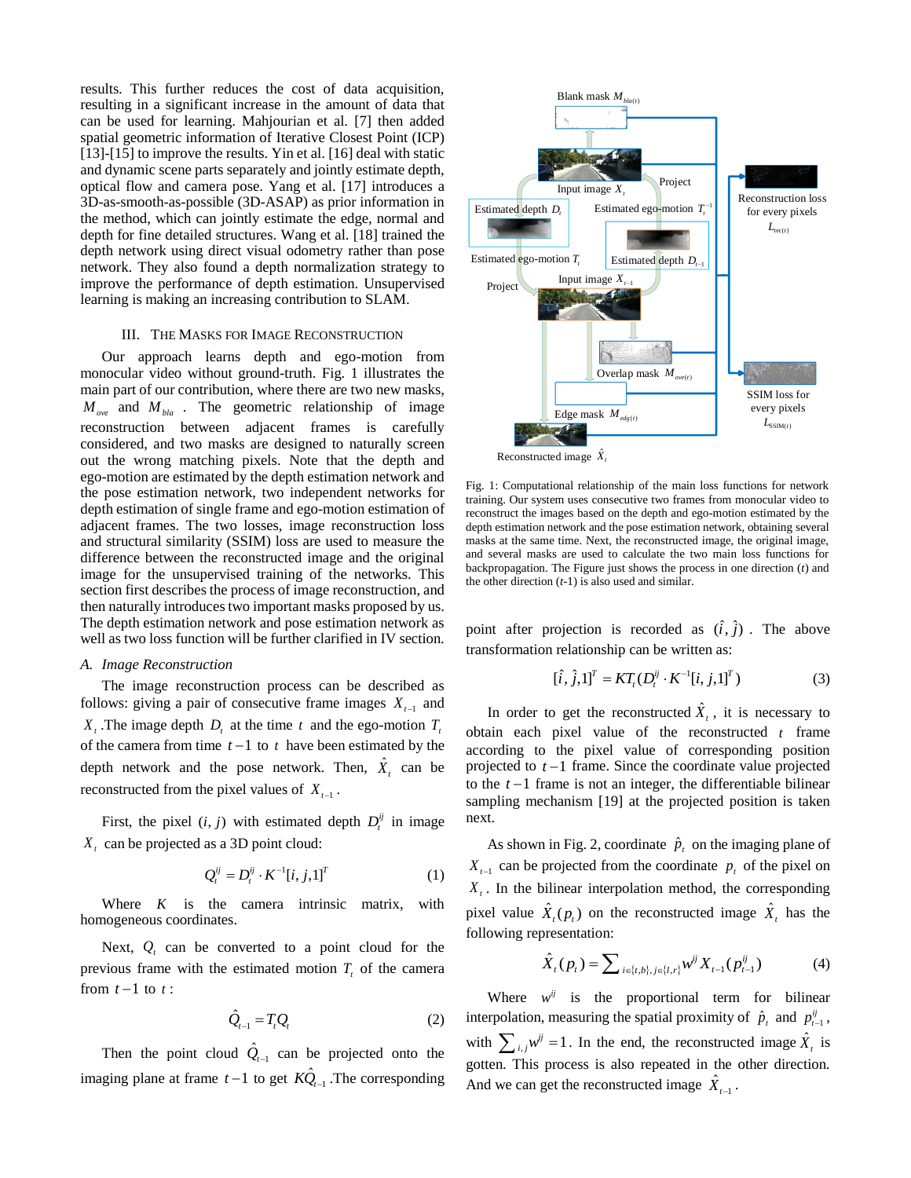results. This further reduces the cost of data acquisition, resulting in a significant increase in the amount of data that can be used for learning. Mahjourian et al. [7] then added spatial geometric information of Iterative Closest Point (ICP) [13]-[15] to improve the results. Yin et al. [16] deal with static and dynamic scene parts separately and jointly estimate depth, optical flow and camera pose. Yang et al. [17] introduces a 3D-as-smooth-as-possible (3D-ASAP) as prior information in the method, which can jointly estimate the edge, normal and depth for fine detailed structures. Wang et al. [18] trained the depth network using direct visual odometry rather than pose network. They also found a depth normalization strategy to improve the performance of depth estimation. Unsupervised learning is making an increasing contribution to SLAM.

## III. The Masks for Image Reconstruction

Our approach learns depth and ego-motion from monocular video without ground-truth. Fig. 1 illustrates the main part of our contribution, where there are two new masks, $M_{ove}$ and $M_{bla}$. The geometric relationship of image reconstruction between adjacent frames is carefully considered, and two masks are designed to naturally screen out the wrong matching pixels. Note that the depth and ego-motion are estimated by the depth estimation network and the pose estimation network, two independent networks for depth estimation of single frame and ego-motion estimation of adjacent frames. The two losses, image reconstruction loss and structural similarity (SSIM) loss are used to measure the difference between the reconstructed image and the original image for the unsupervised training of the networks. This section first describes the process of image reconstruction, and then naturally introduces two important masks proposed by us. The depth estimation network and pose estimation network as well as two loss function will be further clarified in IV section.

### A. Image Reconstruction

The image reconstruction process can be described as follows: giving a pair of consecutive frame images $X_{t-1}$ and $X_t$. The image depth $D_t$ at the time $t$ and the ego-motion $T_t$ of the camera from time $t-1$ to $t$ have been estimated by the depth network and the pose network. Then, $\hat{X}_t$ can be reconstructed from the pixel values of $X_{t-1}$.

First, the pixel $(i, j)$ with estimated depth $D_t^{ij}$ in image $X_t$ can be projected as a 3D point cloud:

$$Q_t^{ij} = D_t^{ij} \cdot K^{-1}[i, j, 1]^T \tag{1}$$

Where $K$ is the camera intrinsic matrix, with homogeneous coordinates.

Next, $Q_t$ can be converted to a point cloud for the previous frame with the estimated motion $T_t$ of the camera from $t-1$ to $t$:

$$\hat{Q}_{t-1} = T_t Q_t \tag{2}$$

Then the point cloud $\hat{Q}_{t-1}$ can be projected onto the imaging plane at frame $t-1$ to get $K\hat{Q}_{t-1}$. The corresponding point after projection is recorded as $(\hat{i}, \hat{j})$. The above transformation relationship can be written as:

$$[\hat{i}, \hat{j}, 1]^T = KT_t(D_t^{ij} \cdot K^{-1}[i, j, 1]^T) \tag{3}$$

Fig. 1: Computational relationship of the main loss functions for network training. Our system uses consecutive two frames from monocular video to reconstruct the images based on the depth and ego-motion estimated by the depth estimation network and the pose estimation network, obtaining several masks at the same time. Next, the reconstructed image, the original image, and several masks are used to calculate the two main loss functions for backpropagation. The Figure just shows the process in one direction ($t$) and the other direction ($t$-1) is also used and similar.

In order to get the reconstructed $\hat{X}_t$, it is necessary to obtain each pixel value of the reconstructed $t$ frame according to the pixel value of the corresponding position projected to $t-1$ frame. Since the coordinate value projected to the $t-1$ frame is not an integer, the differentiable bilinear sampling mechanism [19] at the projected position is taken next.

As shown in Fig. 2, coordinate $\hat{p}_t$ on the imaging plane of $X_{t-1}$ can be projected from the coordinate $p_t$ of the pixel on $X_t$. In the bilinear interpolation method, the corresponding pixel value $\hat{X}_t(p_t)$ on the reconstructed image $\hat{X}_t$ has the following representation:

$$\hat{X}_t(p_t) = \sum_{i \in \{t,b\}, j \in \{l,r\}} w^{ij} X_{t-1}(p_{t-1}^{ij}) \tag{4}$$

Where $w^{ij}$ is the proportional term for bilinear interpolation, measuring the spatial proximity of $\hat{p}_t$ and $p_{t-1}^{ij}$, with $\sum_{i,j} w^{ij} = 1$. In the end, the reconstructed image $\hat{X}_t$ is gotten. This process is also repeated in the other direction. And we can get the reconstructed image $\hat{X}_{t-1}$.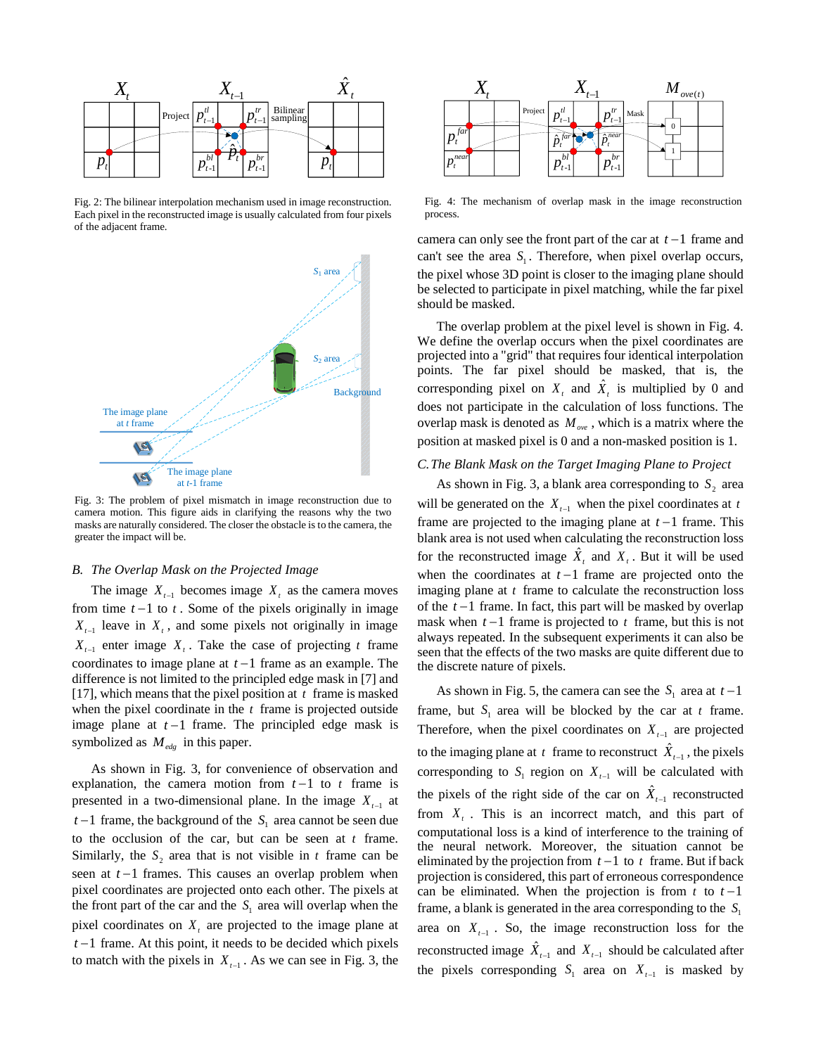Fig. 2: The bilinear interpolation mechanism used in image reconstruction. Each pixel in the reconstructed image is usually calculated from four pixels of the adjacent frame.

Fig. 3: The problem of pixel mismatch in image reconstruction due to camera motion. This figure aids in clarifying the reasons why the two masks are naturally considered. The closer the obstacle is to the camera, the greater the impact will be.

## B. The Overlap Mask on the Projected Image

The image $X_{t-1}$ becomes image $X_t$ as the camera moves from time $t-1$ to $t$. Some of the pixels originally in image $X_{t-1}$ leave in $X_t$, and some pixels not originally in image $X_{t-1}$ enter image $X_t$. Take the case of projecting $t$ frame coordinates to image plane at $t-1$ frame as an example. The difference is not limited to the principled edge mask in [7] and [17], which means that the pixel position at $t$ frame is masked when the pixel coordinate in the $t$ frame is projected outside image plane at $t-1$ frame. The principled edge mask is symbolized as $M_{edg}$ in this paper.

As shown in Fig. 3, for convenience of observation and explanation, the camera motion from $t-1$ to $t$ frame is presented in a two-dimensional plane. In the image $X_{t-1}$ at $t-1$ frame, the background of the $S_1$ area cannot be seen due to the occlusion of the car, but can be seen at $t$ frame. Similarly, the $S_2$ area that is not visible in $t$ frame can be seen at $t-1$ frames. This causes an overlap problem when pixel coordinates are projected onto each other. The pixels at the front part of the car and the $S_1$ area will overlap when the pixel coordinates on $X_t$ are projected to the image plane at $t-1$ frame. At this point, it needs to be decided which pixels to match with the pixels in $X_{t-1}$. As we can see in Fig. 3, the camera can only see the front part of the car at $t-1$ frame and can't see the area $S_1$. Therefore, when pixel overlap occurs, the pixel whose 3D point is closer to the imaging plane should be selected to participate in pixel matching, while the far pixel should be masked.

Fig. 4: The mechanism of overlap mask in the image reconstruction process.

The overlap problem at the pixel level is shown in Fig. 4. We define the overlap occurs when the pixel coordinates are projected into a "grid" that requires four identical interpolation points. The far pixel should be masked, that is, the corresponding pixel on $X_t$ and $\hat{X}_t$ is multiplied by 0 and does not participate in the calculation of loss functions. The overlap mask is denoted as $M_{ove}$, which is a matrix where the position at masked pixel is 0 and a non-masked position is 1.

## C. The Blank Mask on the Target Imaging Plane to Project

As shown in Fig. 3, a blank area corresponding to $S_2$ area will be generated on the $X_{t-1}$ when the pixel coordinates at $t$ frame are projected to the imaging plane at $t-1$ frame. This blank area is not used when calculating the reconstruction loss for the reconstructed image $\hat{X}_t$ and $X_t$. But it will be used when the coordinates at $t-1$ frame are projected onto the imaging plane at $t$ frame to calculate the reconstruction loss of the $t-1$ frame. In fact, this part will be masked by overlap mask when $t-1$ frame is projected to $t$ frame, but this is not always repeated. In the subsequent experiments it can also be seen that the effects of the two masks are quite different due to the discrete nature of pixels.

As shown in Fig. 5, the camera can see the $S_1$ area at $t-1$ frame, but $S_1$ area will be blocked by the car at $t$ frame. Therefore, when the pixel coordinates on $X_{t-1}$ are projected to the imaging plane at $t$ frame to reconstruct $\hat{X}_{t-1}$, the pixels corresponding to $S_1$ region on $X_{t-1}$ will be calculated with the pixels of the right side of the car on $\hat{X}_{t-1}$ reconstructed from $X_t$. This is an incorrect match, and this part of computational loss is a kind of interference to the training of the neural network. Moreover, the situation cannot be eliminated by the projection from $t-1$ to $t$ frame. But if back projection is considered, this part of erroneous correspondence can be eliminated. When the projection is from $t$ to $t-1$ frame, a blank is generated in the area corresponding to the $S_1$ area on $X_{t-1}$. So, the image reconstruction loss for the reconstructed image $\hat{X}_{t-1}$ and $X_{t-1}$ should be calculated after the pixels corresponding $S_1$ area on $X_{t-1}$ is masked by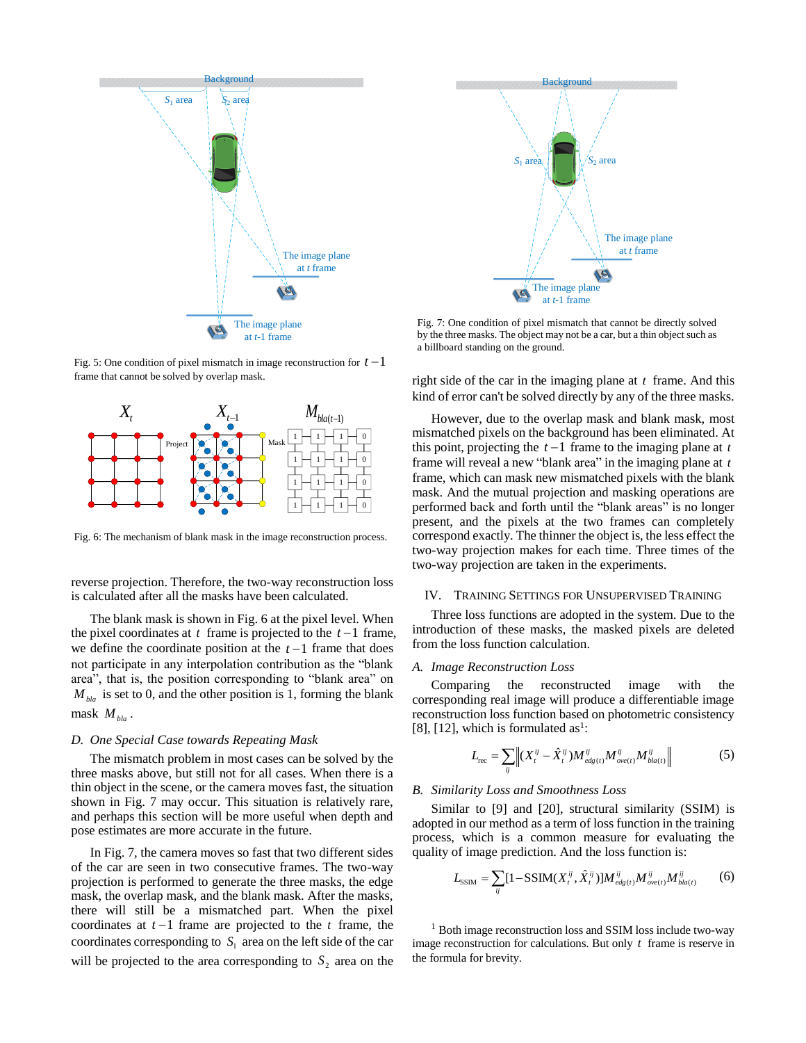Fig. 5: One condition of pixel mismatch in image reconstruction for $t-1$ frame that cannot be solved by overlap mask.

Fig. 6: The mechanism of blank mask in the image reconstruction process.

reverse projection. Therefore, the two-way reconstruction loss is calculated after all the masks have been calculated.

The blank mask is shown in Fig. 6 at the pixel level. When the pixel coordinates at $t$ frame is projected to the $t-1$ frame, we define the coordinate position at the $t-1$ frame that does not participate in any interpolation contribution as the "blank area", that is, the position corresponding to "blank area" on $M_{bla}$ is set to 0, and the other position is 1, forming the blank mask $M_{bla}$.

### D. One Special Case towards Repeating Mask

The mismatch problem in most cases can be solved by the three masks above, but still not for all cases. When there is a thin object in the scene, or the camera moves fast, the situation shown in Fig. 7 may occur. This situation is relatively rare, and perhaps this section will be more useful when depth and pose estimates are more accurate in the future.

In Fig. 7, the camera moves so fast that two different sides of the car are seen in two consecutive frames. The two-way projection is performed to generate the three masks, the edge mask, the overlap mask, and the blank mask. After the masks, there will still be a mismatched part. When the pixel coordinates at $t-1$ frame are projected to the $t$ frame, the coordinates corresponding to $S_1$ area on the left side of the car will be projected to the area corresponding to $S_2$ area on the right side of the car in the imaging plane at $t$ frame. And this kind of error can't be solved directly by any of the three masks.

Fig. 7: One condition of pixel mismatch that cannot be directly solved by the three masks. The object may not be a car, but a thin object such as a billboard standing on the ground.

However, due to the overlap mask and blank mask, most mismatched pixels on the background has been eliminated. At this point, projecting the $t-1$ frame to the imaging plane at $t$ frame will reveal a new "blank area" in the imaging plane at $t$ frame, which can mask new mismatched pixels with the blank mask. And the mutual projection and masking operations are performed back and forth until the "blank areas" is no longer present, and the pixels at the two frames can completely correspond exactly. The thinner the object is, the less effect the two-way projection makes for each time. Three times of the two-way projection are taken in the experiments.

## IV. Training Settings for Unsupervised Training

Three loss functions are adopted in the system. Due to the introduction of these masks, the masked pixels are deleted from the loss function calculation.

### A. Image Reconstruction Loss

Comparing the reconstructed image with the corresponding real image will produce a differentiable image reconstruction loss function based on photometric consistency [8], [12], which is formulated as[1]:

$$L_{\text{rec}} = \sum_{ij} \left\| (X_t^{ij} - \hat{X}_t^{ij}) M_{edg(t)}^{ij} M_{ove(t)}^{ij} M_{bla(t)}^{ij} \right\| \tag{5}$$

### B. Similarity Loss and Smoothness Loss

Similar to [9] and [20], structural similarity (SSIM) is adopted in our method as a term of loss function in the training process, which is a common measure for evaluating the quality of image prediction. And the loss function is:

$$L_{\text{SSIM}} = \sum_{ij} [1 - \text{SSIM}(X_t^{ij}, \hat{X}_t^{ij})] M_{edg(t)}^{ij} M_{ove(t)}^{ij} M_{bla(t)}^{ij} \tag{6}$$

[1] Both image reconstruction loss and SSIM loss include two-way image reconstruction for calculations. But only $t$ frame is reserve in the formula for brevity.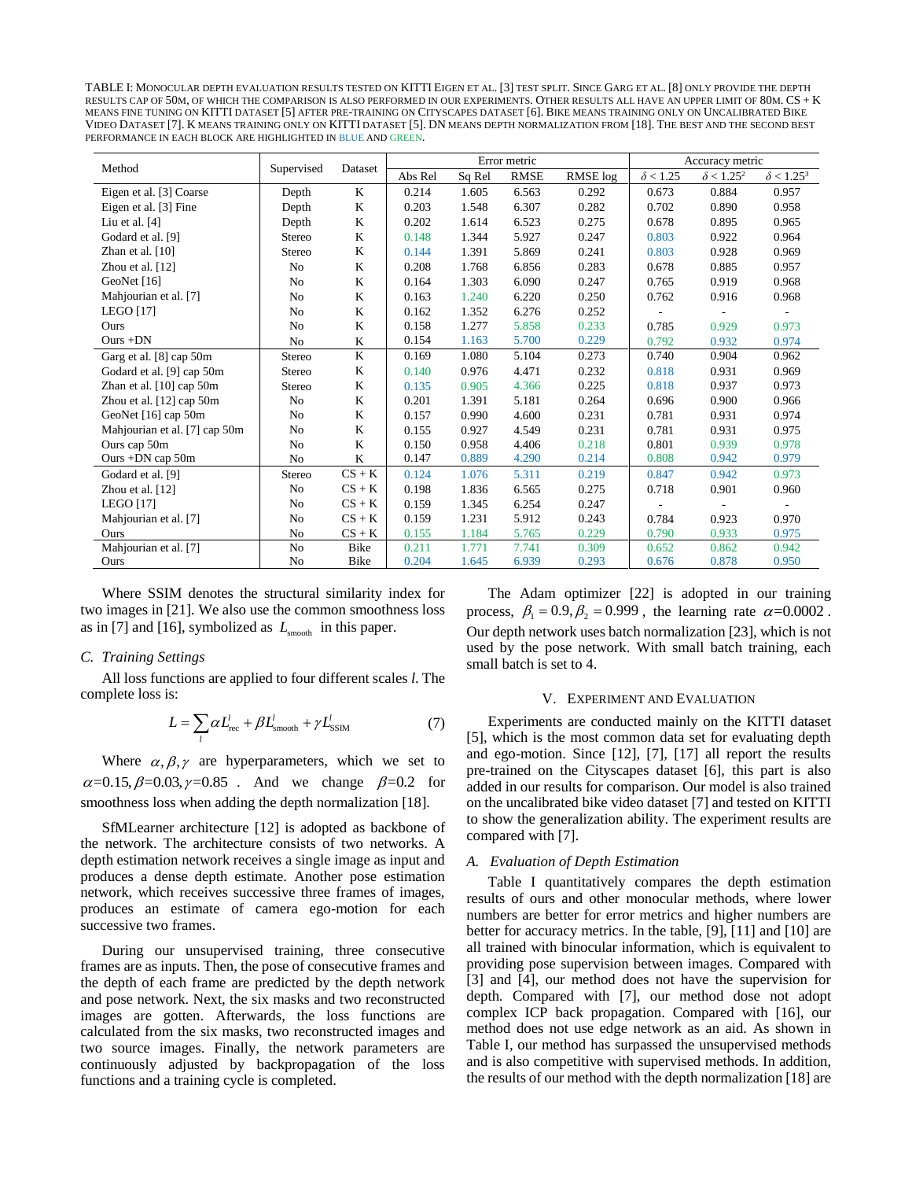TABLE I: MONOCULAR DEPTH EVALUATION RESULTS TESTED ON KITTI EIGEN ET AL. [3] TEST SPLIT. SINCE GARG ET AL. [8] ONLY PROVIDE THE DEPTH RESULTS CAP OF 50M, OF WHICH THE COMPARISON IS ALSO PERFORMED IN OUR EXPERIMENTS. OTHER RESULTS ALL HAVE AN UPPER LIMIT OF 80M. CS + K MEANS FINE TUNING ON KITTI DATASET [5] AFTER PRE-TRAINING ON CITYSCAPES DATASET [6]. BIKE MEANS TRAINING ONLY ON UNCALIBRATED BIKE VIDEO DATASET [7]. K MEANS TRAINING ONLY ON KITTI DATASET [5]. DN MEANS DEPTH NORMALIZATION FROM [18]. THE BEST AND THE SECOND BEST PERFORMANCE IN EACH BLOCK ARE HIGHLIGHTED IN BLUE AND GREEN.

| Method | Supervised | Dataset | Error metric | | | | Accuracy metric | | |
|---|---|---|---|---|---|---|---|---|---|
| | | | Abs Rel | Sq Rel | RMSE | RMSE log | $\delta < 1.25$ | $\delta < 1.25^2$ | $\delta < 1.25^3$ |
| Eigen et al. [3] Coarse | Depth | K | 0.214 | 1.605 | 6.563 | 0.292 | 0.673 | 0.884 | 0.957 |
| Eigen et al. [3] Fine | Depth | K | 0.203 | 1.548 | 6.307 | 0.282 | 0.702 | 0.890 | 0.958 |
| Liu et al. [4] | Depth | K | 0.202 | 1.614 | 6.523 | 0.275 | 0.678 | 0.895 | 0.965 |
| Godard et al. [9] | Stereo | K | 0.148 | 1.344 | 5.927 | 0.247 | 0.803 | 0.922 | 0.964 |
| Zhan et al. [10] | Stereo | K | 0.144 | 1.391 | 5.869 | 0.241 | 0.803 | 0.928 | 0.969 |
| Zhou et al. [12] | No | K | 0.208 | 1.768 | 6.856 | 0.283 | 0.678 | 0.885 | 0.957 |
| GeoNet [16] | No | K | 0.164 | 1.303 | 6.090 | 0.247 | 0.765 | 0.919 | 0.968 |
| Mahjourian et al. [7] | No | K | 0.163 | 1.240 | 6.220 | 0.250 | 0.762 | 0.916 | 0.968 |
| LEGO [17] | No | K | 0.162 | 1.352 | 6.276 | 0.252 | - | - | - |
| Ours | No | K | 0.158 | 1.277 | 5.858 | 0.233 | 0.785 | 0.929 | 0.973 |
| Ours +DN | No | K | 0.154 | 1.163 | 5.700 | 0.229 | 0.792 | 0.932 | 0.974 |
| Garg et al. [8] cap 50m | Stereo | K | 0.169 | 1.080 | 5.104 | 0.273 | 0.740 | 0.904 | 0.962 |
| Godard et al. [9] cap 50m | Stereo | K | 0.140 | 0.976 | 4.471 | 0.232 | 0.818 | 0.931 | 0.969 |
| Zhan et al. [10] cap 50m | Stereo | K | 0.135 | 0.905 | 4.366 | 0.225 | 0.818 | 0.937 | 0.973 |
| Zhou et al. [12] cap 50m | No | K | 0.201 | 1.391 | 5.181 | 0.264 | 0.696 | 0.900 | 0.966 |
| GeoNet [16] cap 50m | No | K | 0.157 | 0.990 | 4.600 | 0.231 | 0.781 | 0.931 | 0.974 |
| Mahjourian et al. [7] cap 50m | No | K | 0.155 | 0.927 | 4.549 | 0.231 | 0.781 | 0.931 | 0.975 |
| Ours cap 50m | No | K | 0.150 | 0.958 | 4.406 | 0.218 | 0.801 | 0.939 | 0.978 |
| Ours +DN cap 50m | No | K | 0.147 | 0.889 | 4.290 | 0.214 | 0.808 | 0.942 | 0.979 |
| Godard et al. [9] | Stereo | CS + K | 0.124 | 1.076 | 5.311 | 0.219 | 0.847 | 0.942 | 0.973 |
| Zhou et al. [12] | No | CS + K | 0.198 | 1.836 | 6.565 | 0.275 | 0.718 | 0.901 | 0.960 |
| LEGO [17] | No | CS + K | 0.159 | 1.345 | 6.254 | 0.247 | - | - | - |
| Mahjourian et al. [7] | No | CS + K | 0.159 | 1.231 | 5.912 | 0.243 | 0.784 | 0.923 | 0.970 |
| Ours | No | CS + K | 0.155 | 1.184 | 5.765 | 0.229 | 0.790 | 0.933 | 0.975 |
| Mahjourian et al. [7] | No | Bike | 0.211 | 1.771 | 7.741 | 0.309 | 0.652 | 0.862 | 0.942 |
| Ours | No | Bike | 0.204 | 1.645 | 6.939 | 0.293 | 0.676 | 0.878 | 0.950 |

Where SSIM denotes the structural similarity index for two images in [21]. We also use the common smoothness loss as in [7] and [16], symbolized as $L_{\text{smooth}}$ in this paper.

### C. Training Settings

All loss functions are applied to four different scales $l$. The complete loss is:

$$L = \sum_{l} \alpha L_{\text{rec}}^{l} + \beta L_{\text{smooth}}^{l} + \gamma L_{\text{SSIM}}^{l} \tag{7}$$

Where $\alpha, \beta, \gamma$ are hyperparameters, which we set to $\alpha$=0.15, $\beta$=0.03, $\gamma$=0.85 . And we change $\beta$=0.2 for smoothness loss when adding the depth normalization [18].

SfMLearner architecture [12] is adopted as backbone of the network. The architecture consists of two networks. A depth estimation network receives a single image as input and produces a dense depth estimate. Another pose estimation network, which receives successive three frames of images, produces an estimate of camera ego-motion for each successive two frames.

During our unsupervised training, three consecutive frames are as inputs. Then, the pose of consecutive frames and the depth of each frame are predicted by the depth network and pose network. Next, the six masks and two reconstructed images are gotten. Afterwards, the loss functions are calculated from the six masks, two reconstructed images and two source images. Finally, the network parameters are continuously adjusted by backpropagation of the loss functions and a training cycle is completed.

The Adam optimizer [22] is adopted in our training process, $\beta_1 = 0.9, \beta_2 = 0.999$ , the learning rate $\alpha$=0.0002 . Our depth network uses batch normalization [23], which is not used by the pose network. With small batch training, each small batch is set to 4.

## V. EXPERIMENT AND EVALUATION

Experiments are conducted mainly on the KITTI dataset [5], which is the most common data set for evaluating depth and ego-motion. Since [12], [7], [17] all report the results pre-trained on the Cityscapes dataset [6], this part is also added in our results for comparison. Our model is also trained on the uncalibrated bike video dataset [7] and tested on KITTI to show the generalization ability. The experiment results are compared with [7].

### A. Evaluation of Depth Estimation

Table I quantitatively compares the depth estimation results of ours and other monocular methods, where lower numbers are better for error metrics and higher numbers are better for accuracy metrics. In the table, [9], [11] and [10] are all trained with binocular information, which is equivalent to providing pose supervision between images. Compared with [3] and [4], our method does not have the supervision for depth. Compared with [7], our method dose not adopt complex ICP back propagation. Compared with [16], our method does not use edge network as an aid. As shown in Table I, our method has surpassed the unsupervised methods and is also competitive with supervised methods. In addition, the results of our method with the depth normalization [18] are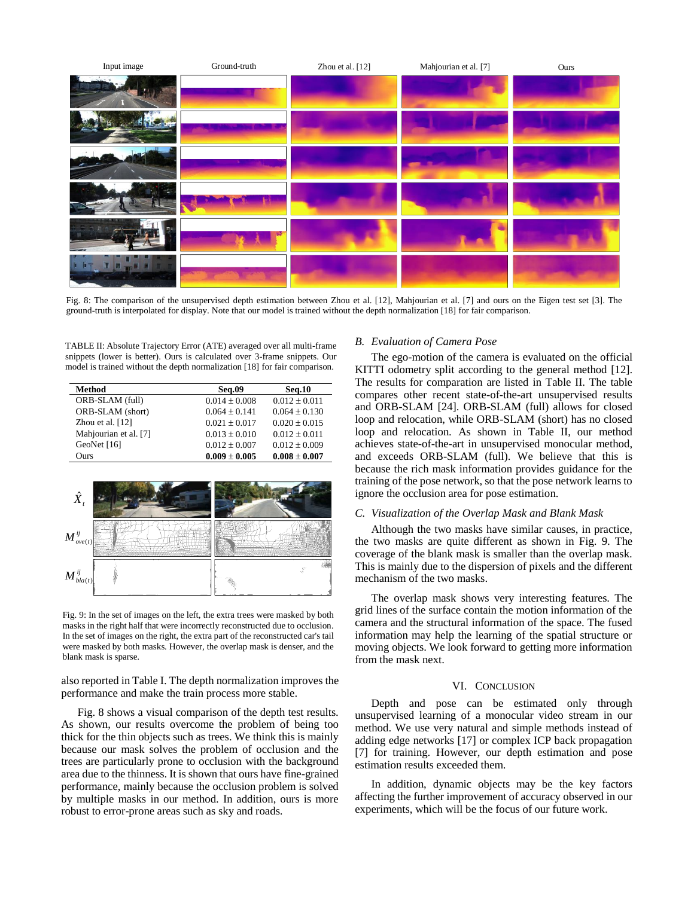Fig. 8: The comparison of the unsupervised depth estimation between Zhou et al. [12], Mahjourian et al. [7] and ours on the Eigen test set [3]. The ground-truth is interpolated for display. Note that our model is trained without the depth normalization [18] for fair comparison.

TABLE II: Absolute Trajectory Error (ATE) averaged over all multi-frame snippets (lower is better). Ours is calculated over 3-frame snippets. Our model is trained without the depth normalization [18] for fair comparison.

| Method | Seq.09 | Seq.10 |
|---|---|---|
| ORB-SLAM (full) | $0.014 \pm 0.008$ | $0.012 \pm 0.011$ |
| ORB-SLAM (short) | $0.064 \pm 0.141$ | $0.064 \pm 0.130$ |
| Zhou et al. [12] | $0.021 \pm 0.017$ | $0.020 \pm 0.015$ |
| Mahjourian et al. [7] | $0.013 \pm 0.010$ | $0.012 \pm 0.011$ |
| GeoNet [16] | $0.012 \pm 0.007$ | $0.012 \pm 0.009$ |
| Ours | $\mathbf{0.009 \pm 0.005}$ | $\mathbf{0.008 \pm 0.007}$ |

Fig. 9: In the set of images on the left, the extra trees were masked by both masks in the right half that were incorrectly reconstructed due to occlusion. In the set of images on the right, the extra part of the reconstructed car's tail were masked by both masks. However, the overlap mask is denser, and the blank mask is sparse.

also reported in Table I. The depth normalization improves the performance and make the train process more stable.

Fig. 8 shows a visual comparison of the depth test results. As shown, our results overcome the problem of being too thick for the thin objects such as trees. We think this is mainly because our mask solves the problem of occlusion and the trees are particularly prone to occlusion with the background area due to the thinness. It is shown that ours have fine-grained performance, mainly because the occlusion problem is solved by multiple masks in our method. In addition, ours is more robust to error-prone areas such as sky and roads.

### *B. Evaluation of Camera Pose*

The ego-motion of the camera is evaluated on the official KITTI odometry split according to the general method [12]. The results for comparation are listed in Table II. The table compares other recent state-of-the-art unsupervised results and ORB-SLAM [24]. ORB-SLAM (full) allows for closed loop and relocation, while ORB-SLAM (short) has no closed loop and relocation. As shown in Table II, our method achieves state-of-the-art in unsupervised monocular method, and exceeds ORB-SLAM (full). We believe that this is because the rich mask information provides guidance for the training of the pose network, so that the pose network learns to ignore the occlusion area for pose estimation.

### *C. Visualization of the Overlap Mask and Blank Mask*

Although the two masks have similar causes, in practice, the two masks are quite different as shown in Fig. 9. The coverage of the blank mask is smaller than the overlap mask. This is mainly due to the dispersion of pixels and the different mechanism of the two masks.

The overlap mask shows very interesting features. The grid lines of the surface contain the motion information of the camera and the structural information of the space. The fused information may help the learning of the spatial structure or moving objects. We look forward to getting more information from the mask next.

## VI. Conclusion

Depth and pose can be estimated only through unsupervised learning of a monocular video stream in our method. We use very natural and simple methods instead of adding edge networks [17] or complex ICP back propagation [7] for training. However, our depth estimation and pose estimation results exceeded them.

In addition, dynamic objects may be the key factors affecting the further improvement of accuracy observed in our experiments, which will be the focus of our future work.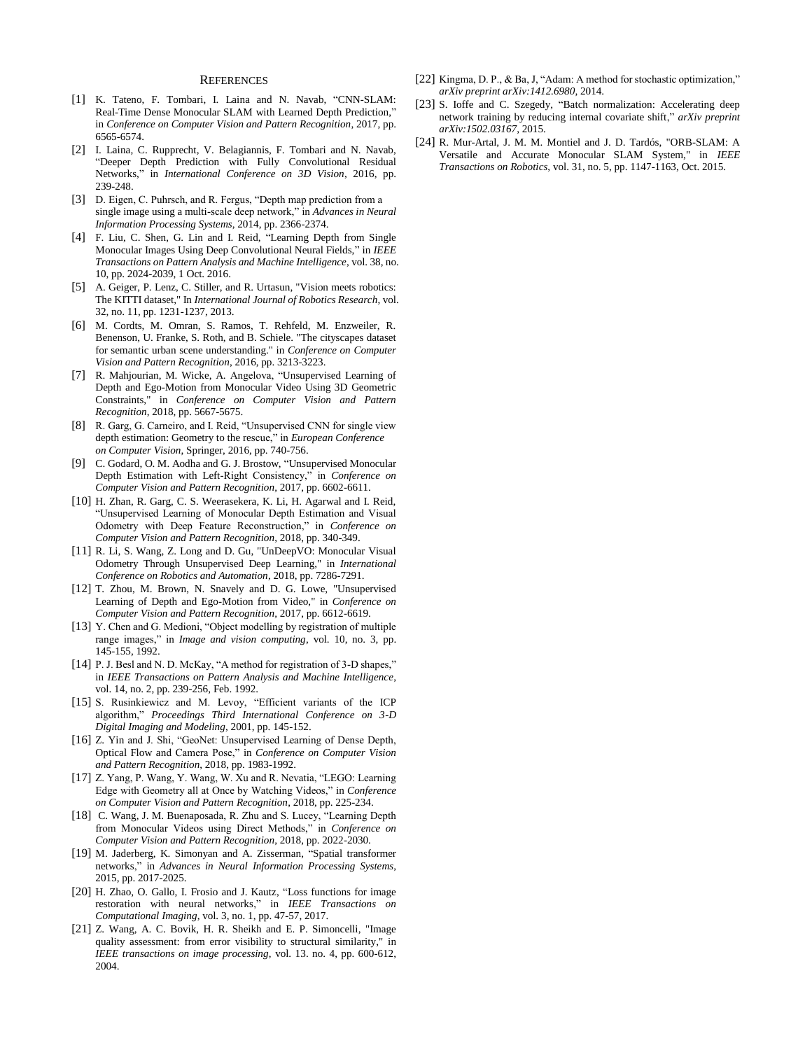## REFERENCES

[1] K. Tateno, F. Tombari, I. Laina and N. Navab, "CNN-SLAM: Real-Time Dense Monocular SLAM with Learned Depth Prediction," in *Conference on Computer Vision and Pattern Recognition*, 2017, pp. 6565-6574.

[2] I. Laina, C. Rupprecht, V. Belagiannis, F. Tombari and N. Navab, "Deeper Depth Prediction with Fully Convolutional Residual Networks," in *International Conference on 3D Vision*, 2016, pp. 239-248.

[3] D. Eigen, C. Puhrsch, and R. Fergus, "Depth map prediction from a single image using a multi-scale deep network," in *Advances in Neural Information Processing Systems*, 2014, pp. 2366-2374.

[4] F. Liu, C. Shen, G. Lin and I. Reid, "Learning Depth from Single Monocular Images Using Deep Convolutional Neural Fields," in *IEEE Transactions on Pattern Analysis and Machine Intelligence*, vol. 38, no. 10, pp. 2024-2039, 1 Oct. 2016.

[5] A. Geiger, P. Lenz, C. Stiller, and R. Urtasun, "Vision meets robotics: The KITTI dataset," In *International Journal of Robotics Research*, vol. 32, no. 11, pp. 1231-1237, 2013.

[6] M. Cordts, M. Omran, S. Ramos, T. Rehfeld, M. Enzweiler, R. Benenson, U. Franke, S. Roth, and B. Schiele. "The cityscapes dataset for semantic urban scene understanding." in *Conference on Computer Vision and Pattern Recognition*, 2016, pp. 3213-3223.

[7] R. Mahjourian, M. Wicke, A. Angelova, "Unsupervised Learning of Depth and Ego-Motion from Monocular Video Using 3D Geometric Constraints," in *Conference on Computer Vision and Pattern Recognition*, 2018, pp. 5667-5675.

[8] R. Garg, G. Carneiro, and I. Reid, "Unsupervised CNN for single view depth estimation: Geometry to the rescue," in *European Conference on Computer Vision*, Springer, 2016, pp. 740-756.

[9] C. Godard, O. M. Aodha and G. J. Brostow, "Unsupervised Monocular Depth Estimation with Left-Right Consistency," in *Conference on Computer Vision and Pattern Recognition*, 2017, pp. 6602-6611.

[10] H. Zhan, R. Garg, C. S. Weerasekera, K. Li, H. Agarwal and I. Reid, "Unsupervised Learning of Monocular Depth Estimation and Visual Odometry with Deep Feature Reconstruction," in *Conference on Computer Vision and Pattern Recognition*, 2018, pp. 340-349.

[11] R. Li, S. Wang, Z. Long and D. Gu, "UnDeepVO: Monocular Visual Odometry Through Unsupervised Deep Learning," in *International Conference on Robotics and Automation*, 2018, pp. 7286-7291.

[12] T. Zhou, M. Brown, N. Snavely and D. G. Lowe, "Unsupervised Learning of Depth and Ego-Motion from Video," in *Conference on Computer Vision and Pattern Recognition*, 2017, pp. 6612-6619.

[13] Y. Chen and G. Medioni, "Object modelling by registration of multiple range images," in *Image and vision computing*, vol. 10, no. 3, pp. 145-155, 1992.

[14] P. J. Besl and N. D. McKay, "A method for registration of 3-D shapes," in *IEEE Transactions on Pattern Analysis and Machine Intelligence*, vol. 14, no. 2, pp. 239-256, Feb. 1992.

[15] S. Rusinkiewicz and M. Levoy, "Efficient variants of the ICP algorithm," *Proceedings Third International Conference on 3-D Digital Imaging and Modeling*, 2001, pp. 145-152.

[16] Z. Yin and J. Shi, "GeoNet: Unsupervised Learning of Dense Depth, Optical Flow and Camera Pose," in *Conference on Computer Vision and Pattern Recognition*, 2018, pp. 1983-1992.

[17] Z. Yang, P. Wang, Y. Wang, W. Xu and R. Nevatia, "LEGO: Learning Edge with Geometry all at Once by Watching Videos," in *Conference on Computer Vision and Pattern Recognition*, 2018, pp. 225-234.

[18] C. Wang, J. M. Buenaposada, R. Zhu and S. Lucey, "Learning Depth from Monocular Videos using Direct Methods," in *Conference on Computer Vision and Pattern Recognition*, 2018, pp. 2022-2030.

[19] M. Jaderberg, K. Simonyan and A. Zisserman, "Spatial transformer networks," in *Advances in Neural Information Processing Systems*, 2015, pp. 2017-2025.

[20] H. Zhao, O. Gallo, I. Frosio and J. Kautz, "Loss functions for image restoration with neural networks," in *IEEE Transactions on Computational Imaging*, vol. 3, no. 1, pp. 47-57, 2017.

[21] Z. Wang, A. C. Bovik, H. R. Sheikh and E. P. Simoncelli, "Image quality assessment: from error visibility to structural similarity," in *IEEE transactions on image processing*, vol. 13. no. 4, pp. 600-612, 2004.

[22] Kingma, D. P., & Ba, J, "Adam: A method for stochastic optimization," *arXiv preprint arXiv:1412.6980*, 2014.

[23] S. Ioffe and C. Szegedy, "Batch normalization: Accelerating deep network training by reducing internal covariate shift," *arXiv preprint arXiv:1502.03167*, 2015.

[24] R. Mur-Artal, J. M. M. Montiel and J. D. Tardós, "ORB-SLAM: A Versatile and Accurate Monocular SLAM System," in *IEEE Transactions on Robotics*, vol. 31, no. 5, pp. 1147-1163, Oct. 2015.